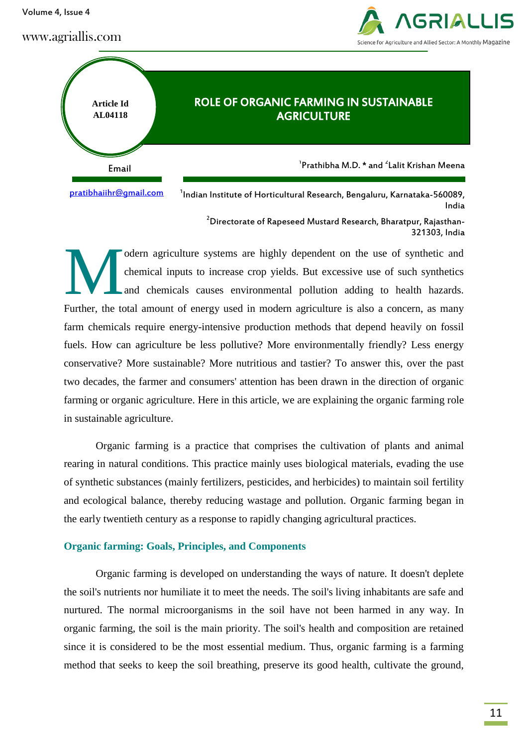Article Id AL04118

# ROLE OF ORGANIC FARMING IN SUSTAINABLE AGRICULTURE

[1]Prathibha M.D. * and [2]Lalit Krishan Meena

Email

pratibhaiihr@gmail.com

[1]Indian Institute of Horticultural Research, Bengaluru, Karnataka-560089, India

[2]Directorate of Rapeseed Mustard Research, Bharatpur, Rajasthan-321303, India

Modern agriculture systems are highly dependent on the use of synthetic and chemical inputs to increase crop yields. But excessive use of such synthetics and chemicals causes environmental pollution adding to health hazards. Further, the total amount of energy used in modern agriculture is also a concern, as many farm chemicals require energy-intensive production methods that depend heavily on fossil fuels. How can agriculture be less pollutive? More environmentally friendly? Less energy conservative? More sustainable? More nutritious and tastier? To answer this, over the past two decades, the farmer and consumers' attention has been drawn in the direction of organic farming or organic agriculture. Here in this article, we are explaining the organic farming role in sustainable agriculture.

Organic farming is a practice that comprises the cultivation of plants and animal rearing in natural conditions. This practice mainly uses biological materials, evading the use of synthetic substances (mainly fertilizers, pesticides, and herbicides) to maintain soil fertility and ecological balance, thereby reducing wastage and pollution. Organic farming began in the early twentieth century as a response to rapidly changing agricultural practices.

## Organic farming: Goals, Principles, and Components

Organic farming is developed on understanding the ways of nature. It doesn't deplete the soil's nutrients nor humiliate it to meet the needs. The soil's living inhabitants are safe and nurtured. The normal microorganisms in the soil have not been harmed in any way. In organic farming, the soil is the main priority. The soil's health and composition are retained since it is considered to be the most essential medium. Thus, organic farming is a farming method that seeks to keep the soil breathing, preserve its good health, cultivate the ground,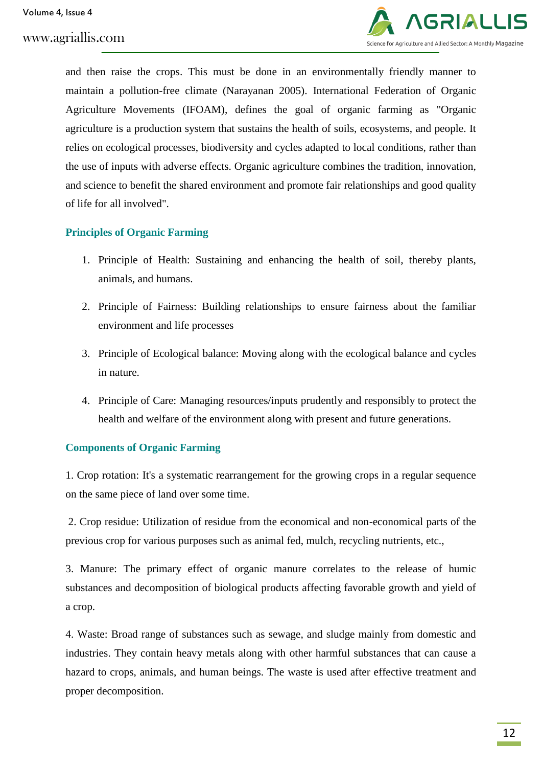and then raise the crops. This must be done in an environmentally friendly manner to maintain a pollution-free climate (Narayanan 2005). International Federation of Organic Agriculture Movements (IFOAM), defines the goal of organic farming as "Organic agriculture is a production system that sustains the health of soils, ecosystems, and people. It relies on ecological processes, biodiversity and cycles adapted to local conditions, rather than the use of inputs with adverse effects. Organic agriculture combines the tradition, innovation, and science to benefit the shared environment and promote fair relationships and good quality of life for all involved".

## Principles of Organic Farming

1. Principle of Health: Sustaining and enhancing the health of soil, thereby plants, animals, and humans.
2. Principle of Fairness: Building relationships to ensure fairness about the familiar environment and life processes
3. Principle of Ecological balance: Moving along with the ecological balance and cycles in nature.
4. Principle of Care: Managing resources/inputs prudently and responsibly to protect the health and welfare of the environment along with present and future generations.

## Components of Organic Farming

1. Crop rotation: It's a systematic rearrangement for the growing crops in a regular sequence on the same piece of land over some time.

2. Crop residue: Utilization of residue from the economical and non-economical parts of the previous crop for various purposes such as animal fed, mulch, recycling nutrients, etc.,

3. Manure: The primary effect of organic manure correlates to the release of humic substances and decomposition of biological products affecting favorable growth and yield of a crop.

4. Waste: Broad range of substances such as sewage, and sludge mainly from domestic and industries. They contain heavy metals along with other harmful substances that can cause a hazard to crops, animals, and human beings. The waste is used after effective treatment and proper decomposition.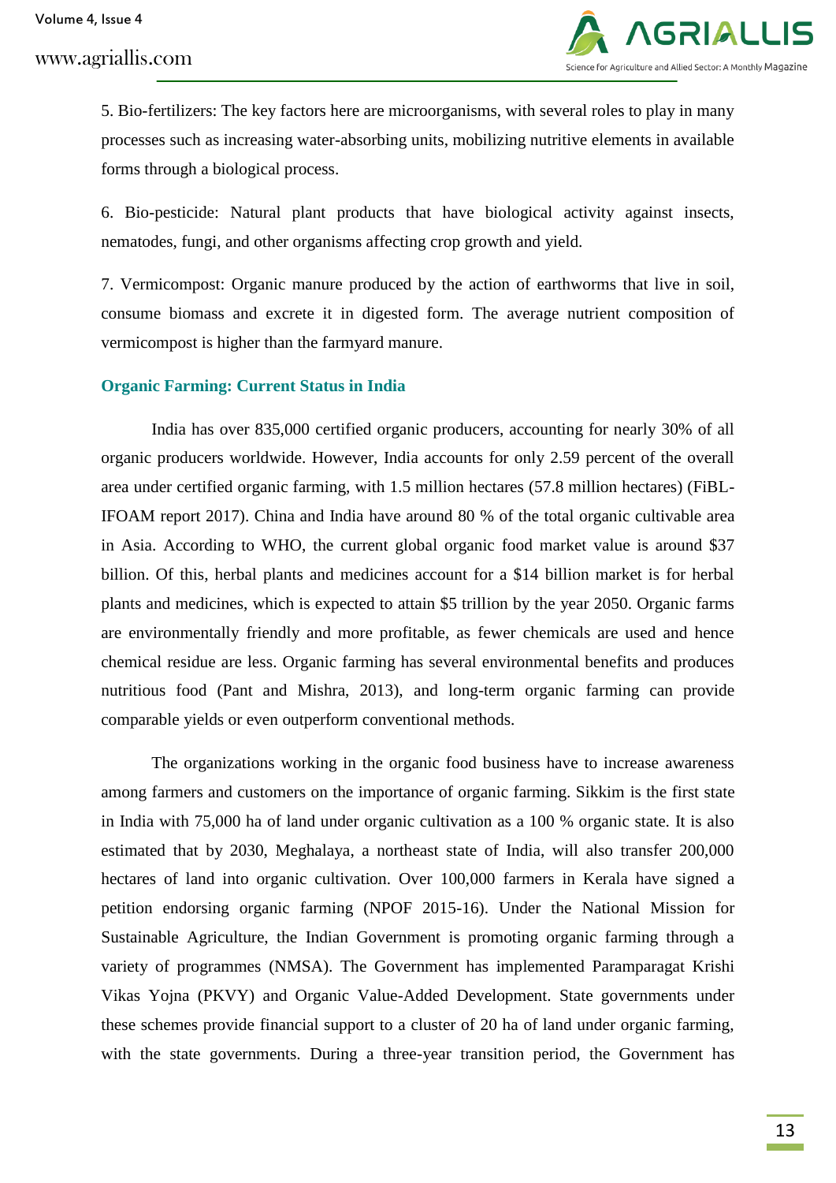5. Bio-fertilizers: The key factors here are microorganisms, with several roles to play in many processes such as increasing water-absorbing units, mobilizing nutritive elements in available forms through a biological process.

6. Bio-pesticide: Natural plant products that have biological activity against insects, nematodes, fungi, and other organisms affecting crop growth and yield.

7. Vermicompost: Organic manure produced by the action of earthworms that live in soil, consume biomass and excrete it in digested form. The average nutrient composition of vermicompost is higher than the farmyard manure.

## Organic Farming: Current Status in India

India has over 835,000 certified organic producers, accounting for nearly 30% of all organic producers worldwide. However, India accounts for only 2.59 percent of the overall area under certified organic farming, with 1.5 million hectares (57.8 million hectares) (FiBL-IFOAM report 2017). China and India have around 80 % of the total organic cultivable area in Asia. According to WHO, the current global organic food market value is around $37 billion. Of this, herbal plants and medicines account for a $14 billion market is for herbal plants and medicines, which is expected to attain $5 trillion by the year 2050. Organic farms are environmentally friendly and more profitable, as fewer chemicals are used and hence chemical residue are less. Organic farming has several environmental benefits and produces nutritious food (Pant and Mishra, 2013), and long-term organic farming can provide comparable yields or even outperform conventional methods.

The organizations working in the organic food business have to increase awareness among farmers and customers on the importance of organic farming. Sikkim is the first state in India with 75,000 ha of land under organic cultivation as a 100 % organic state. It is also estimated that by 2030, Meghalaya, a northeast state of India, will also transfer 200,000 hectares of land into organic cultivation. Over 100,000 farmers in Kerala have signed a petition endorsing organic farming (NPOF 2015-16). Under the National Mission for Sustainable Agriculture, the Indian Government is promoting organic farming through a variety of programmes (NMSA). The Government has implemented Paramparagat Krishi Vikas Yojna (PKVY) and Organic Value-Added Development. State governments under these schemes provide financial support to a cluster of 20 ha of land under organic farming, with the state governments. During a three-year transition period, the Government has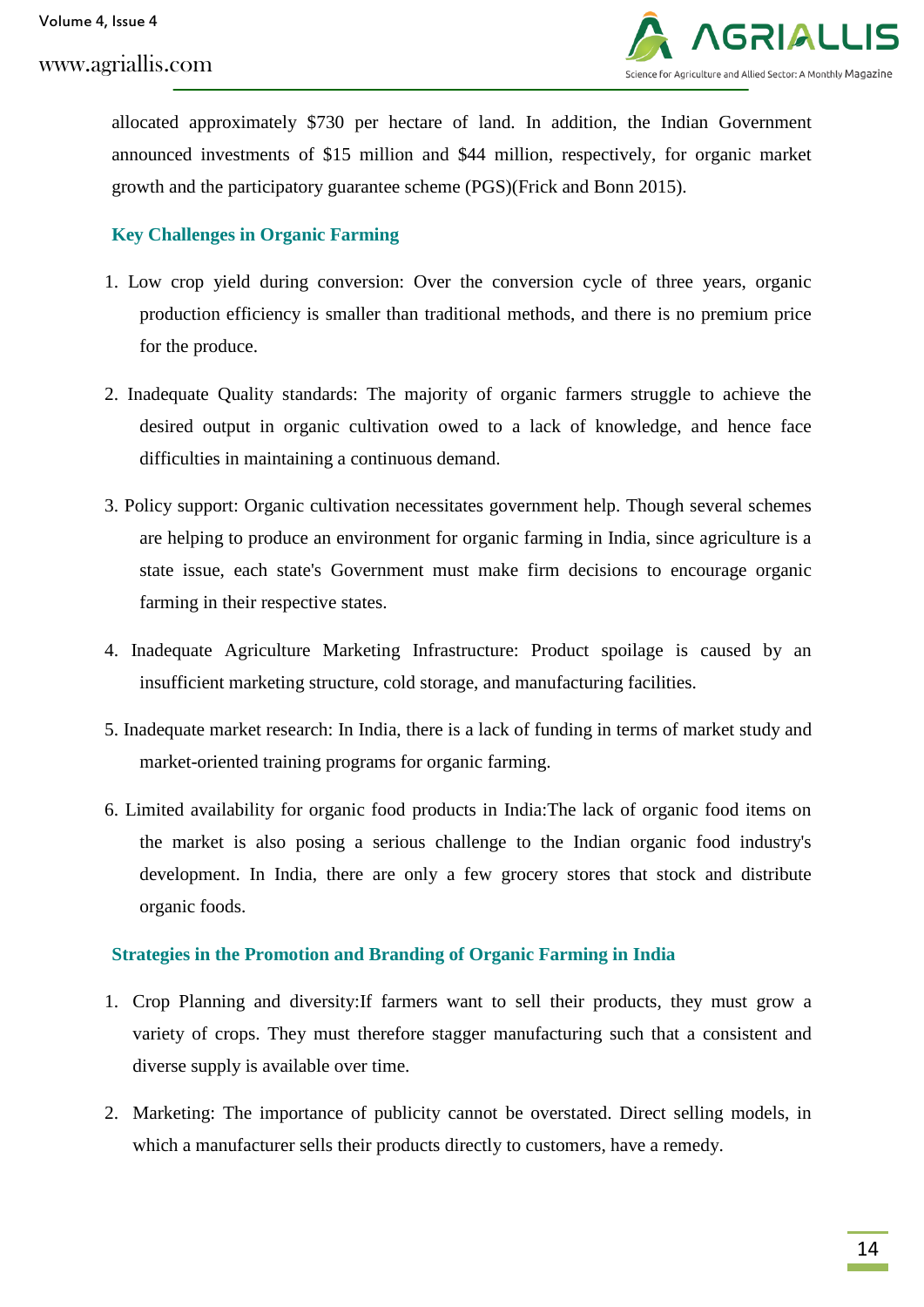allocated approximately $730 per hectare of land. In addition, the Indian Government announced investments of $15 million and $44 million, respectively, for organic market growth and the participatory guarantee scheme (PGS)(Frick and Bonn 2015).

## Key Challenges in Organic Farming

1. Low crop yield during conversion: Over the conversion cycle of three years, organic production efficiency is smaller than traditional methods, and there is no premium price for the produce.
2. Inadequate Quality standards: The majority of organic farmers struggle to achieve the desired output in organic cultivation owed to a lack of knowledge, and hence face difficulties in maintaining a continuous demand.
3. Policy support: Organic cultivation necessitates government help. Though several schemes are helping to produce an environment for organic farming in India, since agriculture is a state issue, each state's Government must make firm decisions to encourage organic farming in their respective states.
4. Inadequate Agriculture Marketing Infrastructure: Product spoilage is caused by an insufficient marketing structure, cold storage, and manufacturing facilities.
5. Inadequate market research: In India, there is a lack of funding in terms of market study and market-oriented training programs for organic farming.
6. Limited availability for organic food products in India:The lack of organic food items on the market is also posing a serious challenge to the Indian organic food industry's development. In India, there are only a few grocery stores that stock and distribute organic foods.

## Strategies in the Promotion and Branding of Organic Farming in India

1. Crop Planning and diversity:If farmers want to sell their products, they must grow a variety of crops. They must therefore stagger manufacturing such that a consistent and diverse supply is available over time.
2. Marketing: The importance of publicity cannot be overstated. Direct selling models, in which a manufacturer sells their products directly to customers, have a remedy.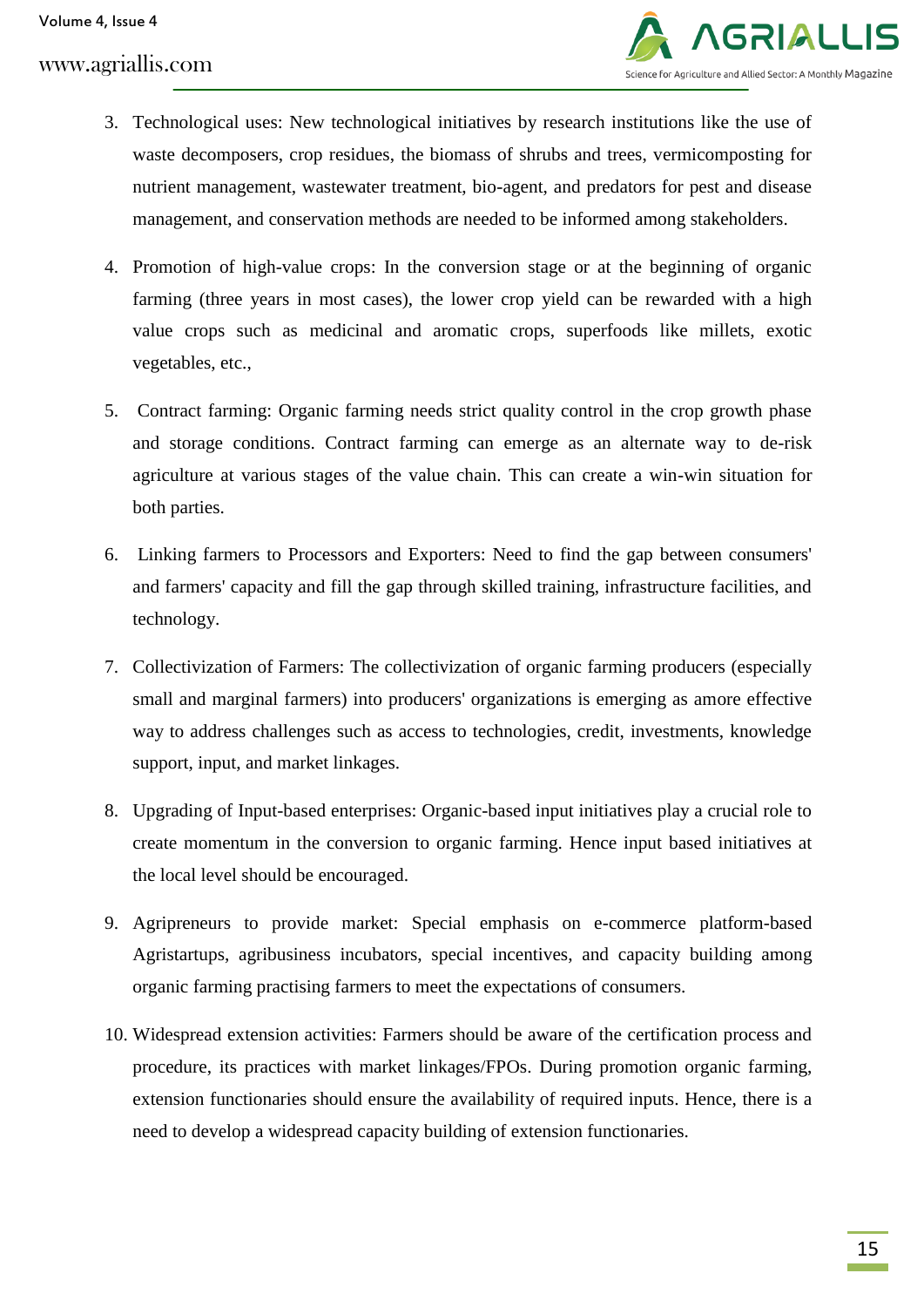3. Technological uses: New technological initiatives by research institutions like the use of waste decomposers, crop residues, the biomass of shrubs and trees, vermicomposting for nutrient management, wastewater treatment, bio-agent, and predators for pest and disease management, and conservation methods are needed to be informed among stakeholders.
4. Promotion of high-value crops: In the conversion stage or at the beginning of organic farming (three years in most cases), the lower crop yield can be rewarded with a high value crops such as medicinal and aromatic crops, superfoods like millets, exotic vegetables, etc.,
5. Contract farming: Organic farming needs strict quality control in the crop growth phase and storage conditions. Contract farming can emerge as an alternate way to de-risk agriculture at various stages of the value chain. This can create a win-win situation for both parties.
6. Linking farmers to Processors and Exporters: Need to find the gap between consumers' and farmers' capacity and fill the gap through skilled training, infrastructure facilities, and technology.
7. Collectivization of Farmers: The collectivization of organic farming producers (especially small and marginal farmers) into producers' organizations is emerging as amore effective way to address challenges such as access to technologies, credit, investments, knowledge support, input, and market linkages.
8. Upgrading of Input-based enterprises: Organic-based input initiatives play a crucial role to create momentum in the conversion to organic farming. Hence input based initiatives at the local level should be encouraged.
9. Agripreneurs to provide market: Special emphasis on e-commerce platform-based Agristartups, agribusiness incubators, special incentives, and capacity building among organic farming practising farmers to meet the expectations of consumers.
10. Widespread extension activities: Farmers should be aware of the certification process and procedure, its practices with market linkages/FPOs. During promotion organic farming, extension functionaries should ensure the availability of required inputs. Hence, there is a need to develop a widespread capacity building of extension functionaries.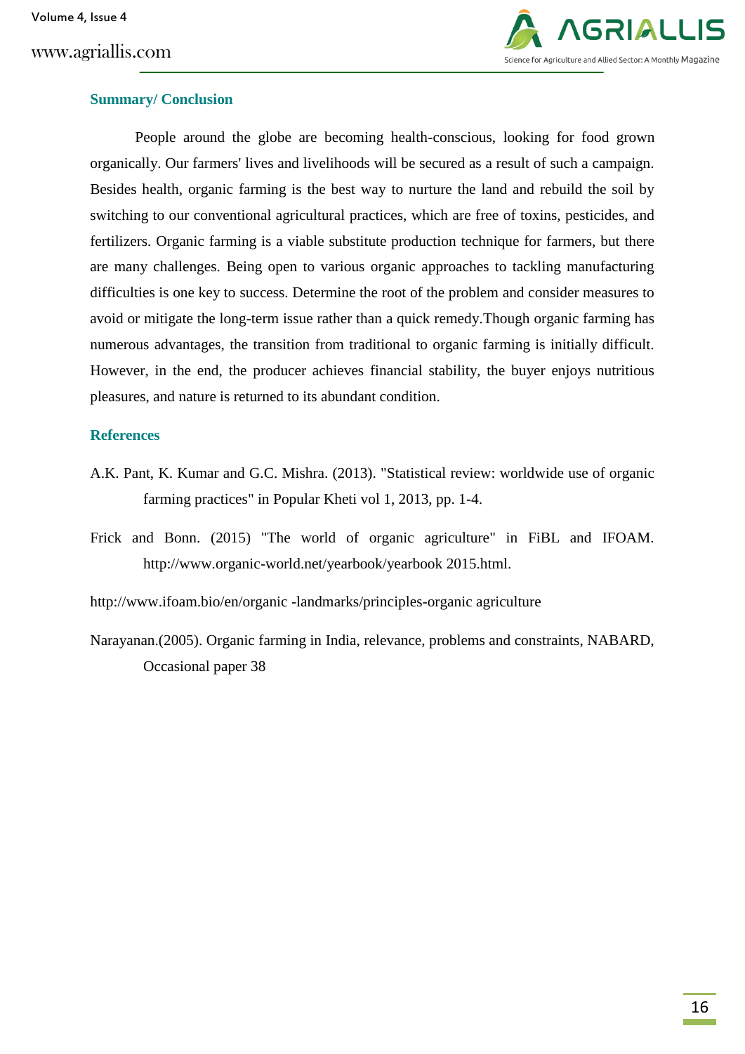## Summary/ Conclusion

People around the globe are becoming health-conscious, looking for food grown organically. Our farmers' lives and livelihoods will be secured as a result of such a campaign. Besides health, organic farming is the best way to nurture the land and rebuild the soil by switching to our conventional agricultural practices, which are free of toxins, pesticides, and fertilizers. Organic farming is a viable substitute production technique for farmers, but there are many challenges. Being open to various organic approaches to tackling manufacturing difficulties is one key to success. Determine the root of the problem and consider measures to avoid or mitigate the long-term issue rather than a quick remedy.Though organic farming has numerous advantages, the transition from traditional to organic farming is initially difficult. However, in the end, the producer achieves financial stability, the buyer enjoys nutritious pleasures, and nature is returned to its abundant condition.

## References

A.K. Pant, K. Kumar and G.C. Mishra. (2013). "Statistical review: worldwide use of organic farming practices" in Popular Kheti vol 1, 2013, pp. 1-4.

Frick and Bonn. (2015) "The world of organic agriculture" in FiBL and IFOAM. http://www.organic-world.net/yearbook/yearbook 2015.html.

http://www.ifoam.bio/en/organic -landmarks/principles-organic agriculture

Narayanan.(2005). Organic farming in India, relevance, problems and constraints, NABARD, Occasional paper 38